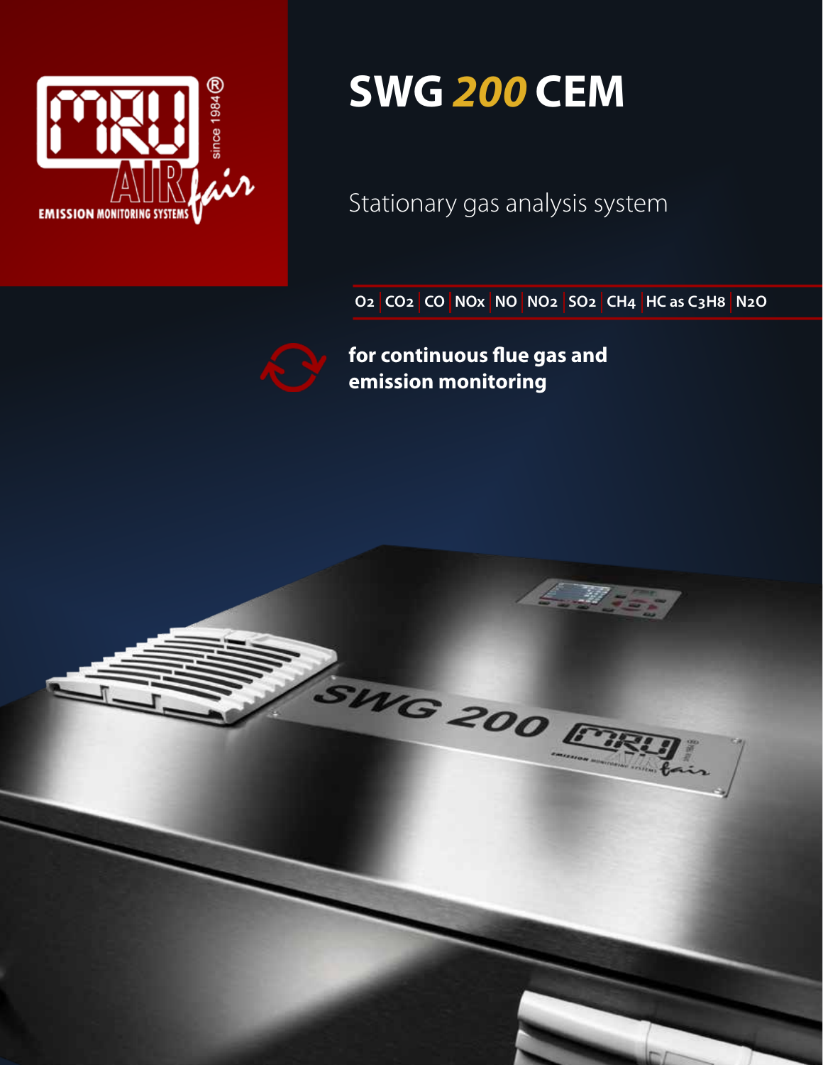MRU since 1984® AIR fair EMISSION MONITORING SYSTEMS

# SWG *200* CEM

Stationary gas analysis system

$O_2$ | $CO_2$ | CO | NOx | NO | $NO_2$ | $SO_2$ | $CH_4$ | HC as $C_3H_8$ | $N_2O$

**for continuous flue gas and emission monitoring**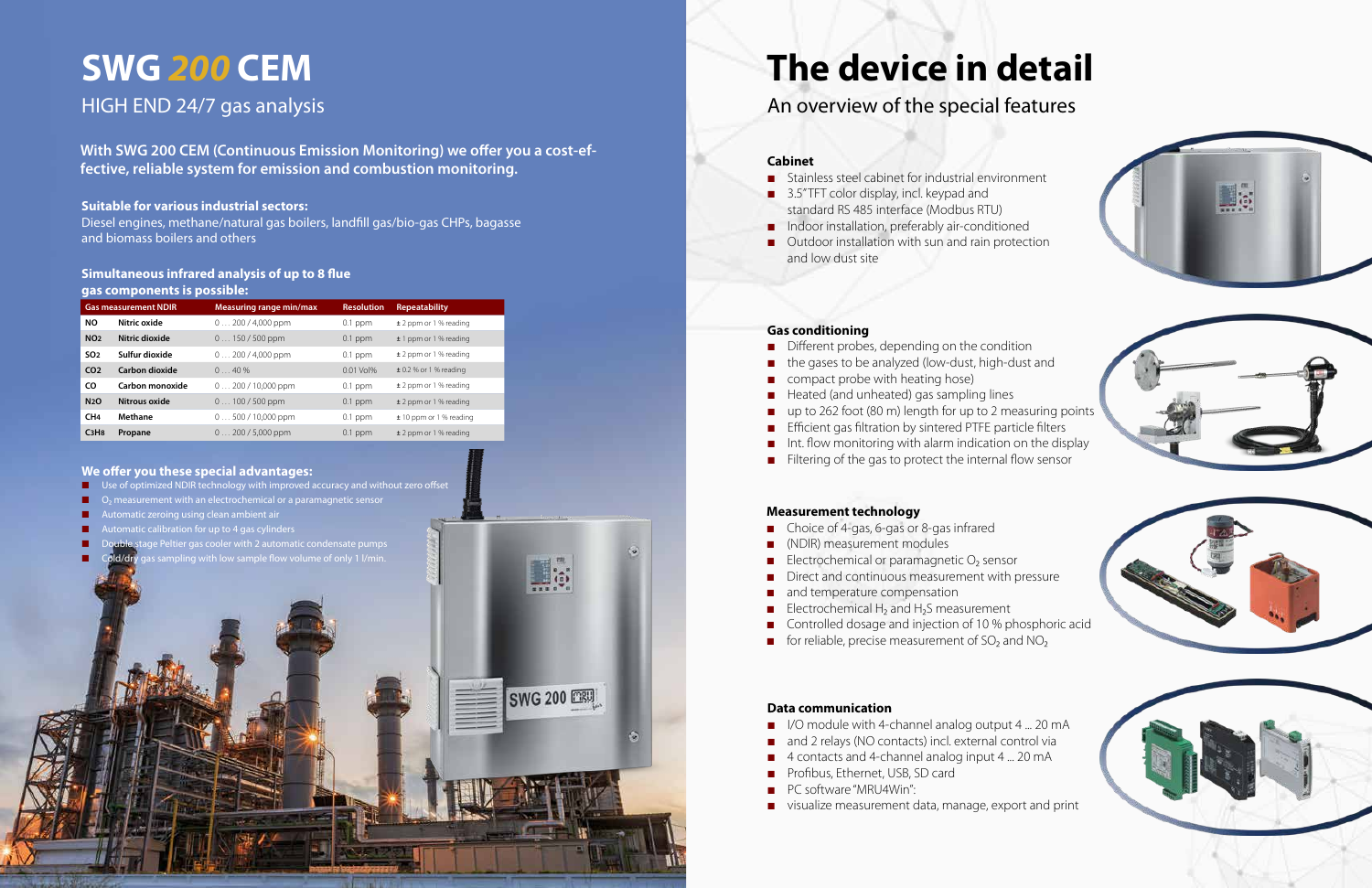# SWG 200 CEM

## HIGH END 24/7 gas analysis

**With SWG 200 CEM (Continuous Emission Monitoring) we offer you a cost-effective, reliable system for emission and combustion monitoring.**

**Suitable for various industrial sectors:**
Diesel engines, methane/natural gas boilers, landfill gas/bio-gas CHPs, bagasse and biomass boilers and others

**Simultaneous infrared analysis of up to 8 flue gas components is possible:**

| Gas measurement NDIR | | Measuring range min/max | Resolution | Repeatability |
|---|---|---|---|---|
| NO | Nitric oxide | 0 … 200 / 4,000 ppm | 0.1 ppm | ± 2 ppm or 1 % reading |
| $NO_2$ | Nitric dioxide | 0 … 150 / 500 ppm | 0.1 ppm | ± 1 ppm or 1 % reading |
| $SO_2$ | Sulfur dioxide | 0 … 200 / 4,000 ppm | 0.1 ppm | ± 2 ppm or 1 % reading |
| $CO_2$ | Carbon dioxide | 0 … 40 % | 0.01 Vol% | ± 0.2 % or 1 % reading |
| CO | Carbon monoxide | 0 … 200 / 10,000 ppm | 0.1 ppm | ± 2 ppm or 1 % reading |
| $N_2O$ | Nitrous oxide | 0 … 100 / 500 ppm | 0.1 ppm | ± 2 ppm or 1 % reading |
| $CH_4$ | Methane | 0 … 500 / 10,000 ppm | 0.1 ppm | ± 10 ppm or 1 % reading |
| $C_3H_8$ | Propane | 0 … 200 / 5,000 ppm | 0.1 ppm | ± 2 ppm or 1 % reading |

**We offer you these special advantages:**

- Use of optimized NDIR technology with improved accuracy and without zero offset
- $O_2$ measurement with an electrochemical or a paramagnetic sensor
- Automatic zeroing using clean ambient air
- Automatic calibration for up to 4 gas cylinders
- Double stage Peltier gas cooler with 2 automatic condensate pumps
- Cold/dry gas sampling with low sample flow volume of only 1 l/min.

# The device in detail

## An overview of the special features

### Cabinet

- Stainless steel cabinet for industrial environment
- 3.5" TFT color display, incl. keypad and standard RS 485 interface (Modbus RTU)
- Indoor installation, preferably air-conditioned
- Outdoor installation with sun and rain protection and low dust site

### Gas conditioning

- Different probes, depending on the condition
- the gases to be analyzed (low-dust, high-dust and
- compact probe with heating hose)
- Heated (and unheated) gas sampling lines
- up to 262 foot (80 m) length for up to 2 measuring points
- Efficient gas filtration by sintered PTFE particle filters
- Int. flow monitoring with alarm indication on the display
- Filtering of the gas to protect the internal flow sensor

### Measurement technology

- Choice of 4-gas, 6-gas or 8-gas infrared
- (NDIR) measurement modules
- Electrochemical or paramagnetic $O_2$ sensor
- Direct and continuous measurement with pressure
- and temperature compensation
- Electrochemical $H_2$ and $H_2S$ measurement
- Controlled dosage and injection of 10 % phosphoric acid
- for reliable, precise measurement of $SO_2$ and $NO_2$

### Data communication

- I/O module with 4-channel analog output 4 ... 20 mA
- and 2 relays (NO contacts) incl. external control via
- 4 contacts and 4-channel analog input 4 ... 20 mA
- Profibus, Ethernet, USB, SD card
- PC software "MRU4Win":
- visualize measurement data, manage, export and print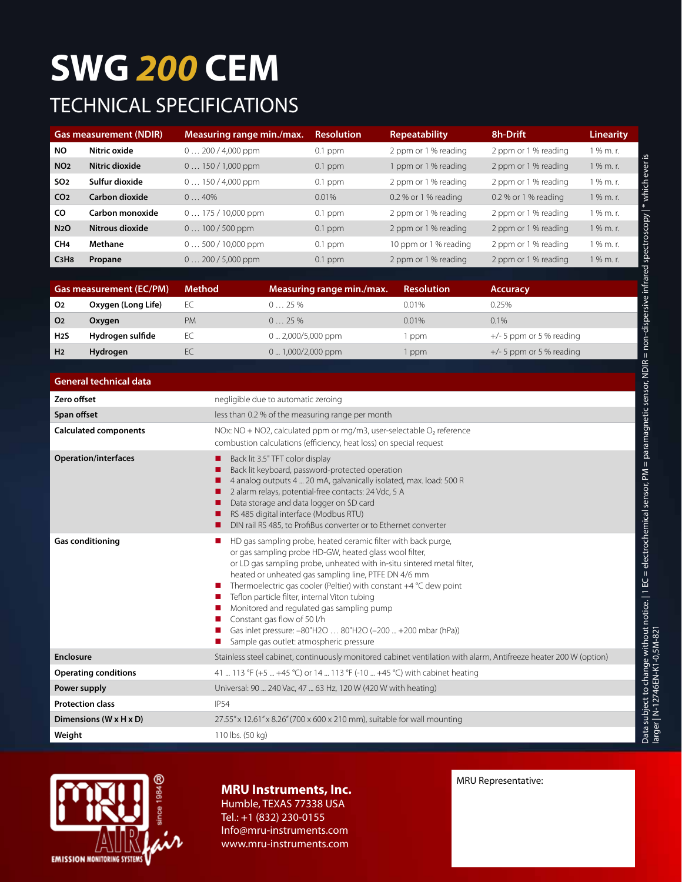# SWG 200 CEM

## TECHNICAL SPECIFICATIONS

| Gas measurement (NDIR) | | Measuring range min./max. | Resolution | Repeatability | 8h-Drift | Linearity |
|---|---|---|---|---|---|---|
| NO | Nitric oxide | 0 … 200 / 4,000 ppm | 0.1 ppm | 2 ppm or 1 % reading | 2 ppm or 1 % reading | 1 % m. r. |
| $NO_2$ | Nitric dioxide | 0 … 150 / 1,000 ppm | 0.1 ppm | 1 ppm or 1 % reading | 2 ppm or 1 % reading | 1 % m. r. |
| $SO_2$ | Sulfur dioxide | 0 … 150 / 4,000 ppm | 0.1 ppm | 2 ppm or 1 % reading | 2 ppm or 1 % reading | 1 % m. r. |
| $CO_2$ | Carbon dioxide | 0 … 40% | 0.01% | 0.2 % or 1 % reading | 0.2 % or 1 % reading | 1 % m. r. |
| CO | Carbon monoxide | 0 … 175 / 10,000 ppm | 0.1 ppm | 2 ppm or 1 % reading | 2 ppm or 1 % reading | 1 % m. r. |
| $N_2O$ | Nitrous dioxide | 0 … 100 / 500 ppm | 0.1 ppm | 2 ppm or 1 % reading | 2 ppm or 1 % reading | 1 % m. r. |
| $CH_4$ | Methane | 0 … 500 / 10,000 ppm | 0.1 ppm | 10 ppm or 1 % reading | 2 ppm or 1 % reading | 1 % m. r. |
| $C_3H_8$ | Propane | 0 … 200 / 5,000 ppm | 0.1 ppm | 2 ppm or 1 % reading | 2 ppm or 1 % reading | 1 % m. r. |

| Gas measurement (EC/PM) | | Method | Measuring range min./max. | Resolution | Accuracy |
|---|---|---|---|---|---|
| $O_2$ | Oxygen (Long Life) | EC | 0 … 25 % | 0.01% | 0.25% |
| $O_2$ | Oxygen | PM | 0 … 25 % | 0.01% | 0.1% |
| $H_2S$ | Hydrogen sulfide | EC | 0 ... 2,000/5,000 ppm | 1 ppm | +/- 5 ppm or 5 % reading |
| $H_2$ | Hydrogen | EC | 0 ... 1,000/2,000 ppm | 1 ppm | +/- 5 ppm or 5 % reading |

| General technical data | |
|---|---|
| Zero offset | negligible due to automatic zeroing |
| Span offset | less than 0.2 % of the measuring range per month |
| Calculated components | NOx: NO + NO2, calculated ppm or mg/m3, user-selectable $O_2$ reference<br>combustion calculations (efficiency, heat loss) on special request |
| Operation/interfaces | ■ Back lit 3.5" TFT color display<br>■ Back lit keyboard, password-protected operation<br>■ 4 analog outputs 4 ... 20 mA, galvanically isolated, max. load: 500 R<br>■ 2 alarm relays, potential-free contacts: 24 Vdc, 5 A<br>■ Data storage and data logger on SD card<br>■ RS 485 digital interface (Modbus RTU)<br>■ DIN rail RS 485, to ProfiBus converter or to Ethernet converter |
| Gas conditioning | ■ HD gas sampling probe, heated ceramic filter with back purge, or gas sampling probe HD-GW, heated glass wool filter, or LD gas sampling probe, unheated with in-situ sintered metal filter, heated or unheated gas sampling line, PTFE DN 4/6 mm<br>■ Thermoelectric gas cooler (Peltier) with constant +4 °C dew point<br>■ Teflon particle filter, internal Viton tubing<br>■ Monitored and regulated gas sampling pump<br>■ Constant gas flow of 50 l/h<br>■ Gas inlet pressure: –80"H2O … 80"H2O (–200 ... +200 mbar (hPa))<br>■ Sample gas outlet: atmospheric pressure |
| Enclosure | Stainless steel cabinet, continuously monitored cabinet ventilation with alarm, Antifreeze heater 200 W (option) |
| Operating conditions | 41 ... 113 °F (+5 ... +45 °C) or 14 ... 113 °F (-10 ... +45 °C) with cabinet heating |
| Power supply | Universal: 90 ... 240 Vac, 47 ... 63 Hz, 120 W (420 W with heating) |
| Protection class | IP54 |
| Dimensions (W x H x D) | 27.55" x 12.61" x 8.26" (700 x 600 x 210 mm), suitable for wall mounting |
| Weight | 110 lbs. (50 kg) |

Data subject to change without notice. | 1 EC = electrochemical sensor, PM = paramagnetic sensor, NDIR = non-dispersive infrared spectroscopy | * which ever is larger | N-12746EN-K1-0,5M-821

MRU since 1984® AIR fair EMISSION MONITORING SYSTEMS

**MRU Instruments, Inc.**
Humble, TEXAS 77338 USA
Tel.: +1 (832) 230-0155
Info@mru-instruments.com
www.mru-instruments.com

MRU Representative: